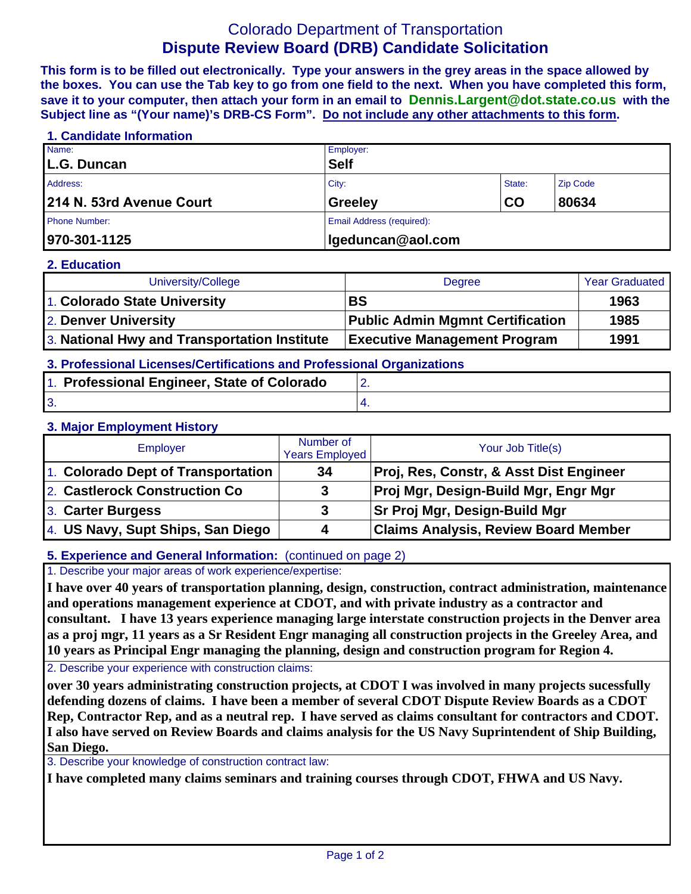# Colorado Department of Transportation
## Dispute Review Board (DRB) Candidate Solicitation

**This form is to be filled out electronically. Type your answers in the grey areas in the space allowed by the boxes. You can use the Tab key to go from one field to the next. When you have completed this form, save it to your computer, then attach your form in an email to Dennis.Largent@dot.state.co.us with the Subject line as "(Your name)'s DRB-CS Form". Do not include any other attachments to this form.**

### 1. Candidate Information

| Name: | Employer: | | |
|---|---|---|---|
| **L.G. Duncan** | **Self** | | |
| Address: | City: | State: | Zip Code |
| **214 N. 53rd Avenue Court** | **Greeley** | **CO** | **80634** |
| Phone Number: | Email Address (required): | | |
| **970-301-1125** | **lgeduncan@aol.com** | | |

### 2. Education

| University/College | Degree | Year Graduated |
|---|---|---|
| 1. **Colorado State University** | **BS** | **1963** |
| 2. **Denver University** | **Public Admin Mgmnt Certification** | **1985** |
| 3. **National Hwy and Transportation Institute** | **Executive Management Program** | **1991** |

### 3. Professional Licenses/Certifications and Professional Organizations

| | |
|---|---|
| 1. **Professional Engineer, State of Colorado** | 2. |
| 3. | 4. |

### 3. Major Employment History

| Employer | Number of Years Employed | Your Job Title(s) |
|---|---|---|
| 1. **Colorado Dept of Transportation** | **34** | **Proj, Res, Constr, & Asst Dist Engineer** |
| 2. **Castlerock Construction Co** | **3** | **Proj Mgr, Design-Build Mgr, Engr Mgr** |
| 3. **Carter Burgess** | **3** | **Sr Proj Mgr, Design-Build Mgr** |
| 4. **US Navy, Supt Ships, San Diego** | **4** | **Claims Analysis, Review Board Member** |

### 5. Experience and General Information: (continued on page 2)

1. Describe your major areas of work experience/expertise:

**I have over 40 years of transportation planning, design, construction, contract administration, maintenance and operations management experience at CDOT, and with private industry as a contractor and consultant. I have 13 years experience managing large interstate construction projects in the Denver area as a proj mgr, 11 years as a Sr Resident Engr managing all construction projects in the Greeley Area, and 10 years as Principal Engr managing the planning, design and construction program for Region 4.**

2. Describe your experience with construction claims:

**over 30 years administrating construction projects, at CDOT I was involved in many projects sucessfully defending dozens of claims. I have been a member of several CDOT Dispute Review Boards as a CDOT Rep, Contractor Rep, and as a neutral rep. I have served as claims consultant for contractors and CDOT. I also have served on Review Boards and claims analysis for the US Navy Suprintendent of Ship Building, San Diego.**

3. Describe your knowledge of construction contract law:

**I have completed many claims seminars and training courses through CDOT, FHWA and US Navy.**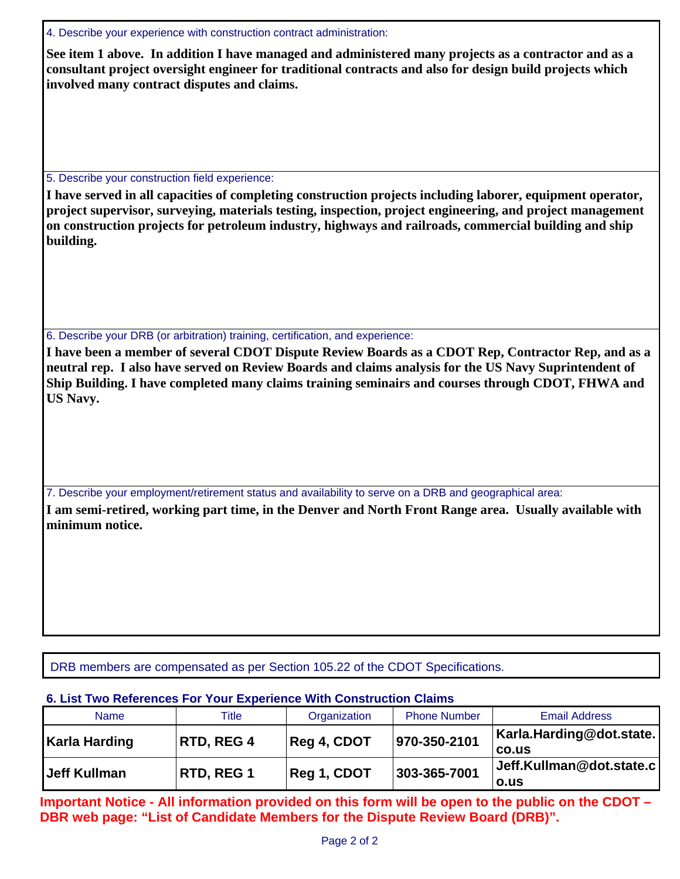4. Describe your experience with construction contract administration:

**See item 1 above. In addition I have managed and administered many projects as a contractor and as a consultant project oversight engineer for traditional contracts and also for design build projects which involved many contract disputes and claims.**

5. Describe your construction field experience:

**I have served in all capacities of completing construction projects including laborer, equipment operator, project supervisor, surveying, materials testing, inspection, project engineering, and project management on construction projects for petroleum industry, highways and railroads, commercial building and ship building.**

6. Describe your DRB (or arbitration) training, certification, and experience:

**I have been a member of several CDOT Dispute Review Boards as a CDOT Rep, Contractor Rep, and as a neutral rep. I also have served on Review Boards and claims analysis for the US Navy Suprintendent of Ship Building. I have completed many claims training seminairs and courses through CDOT, FHWA and US Navy.**

7. Describe your employment/retirement status and availability to serve on a DRB and geographical area:

**I am semi-retired, working part time, in the Denver and North Front Range area. Usually available with minimum notice.**

DRB members are compensated as per Section 105.22 of the CDOT Specifications.

**6. List Two References For Your Experience With Construction Claims**

| Name | Title | Organization | Phone Number | Email Address |
|---|---|---|---|---|
| **Karla Harding** | **RTD, REG 4** | **Reg 4, CDOT** | **970-350-2101** | **Karla.Harding@dot.state.co.us** |
| **Jeff Kullman** | **RTD, REG 1** | **Reg 1, CDOT** | **303-365-7001** | **Jeff.Kullman@dot.state.co.us** |

**Important Notice - All information provided on this form will be open to the public on the CDOT – DBR web page: "List of Candidate Members for the Dispute Review Board (DRB)".**